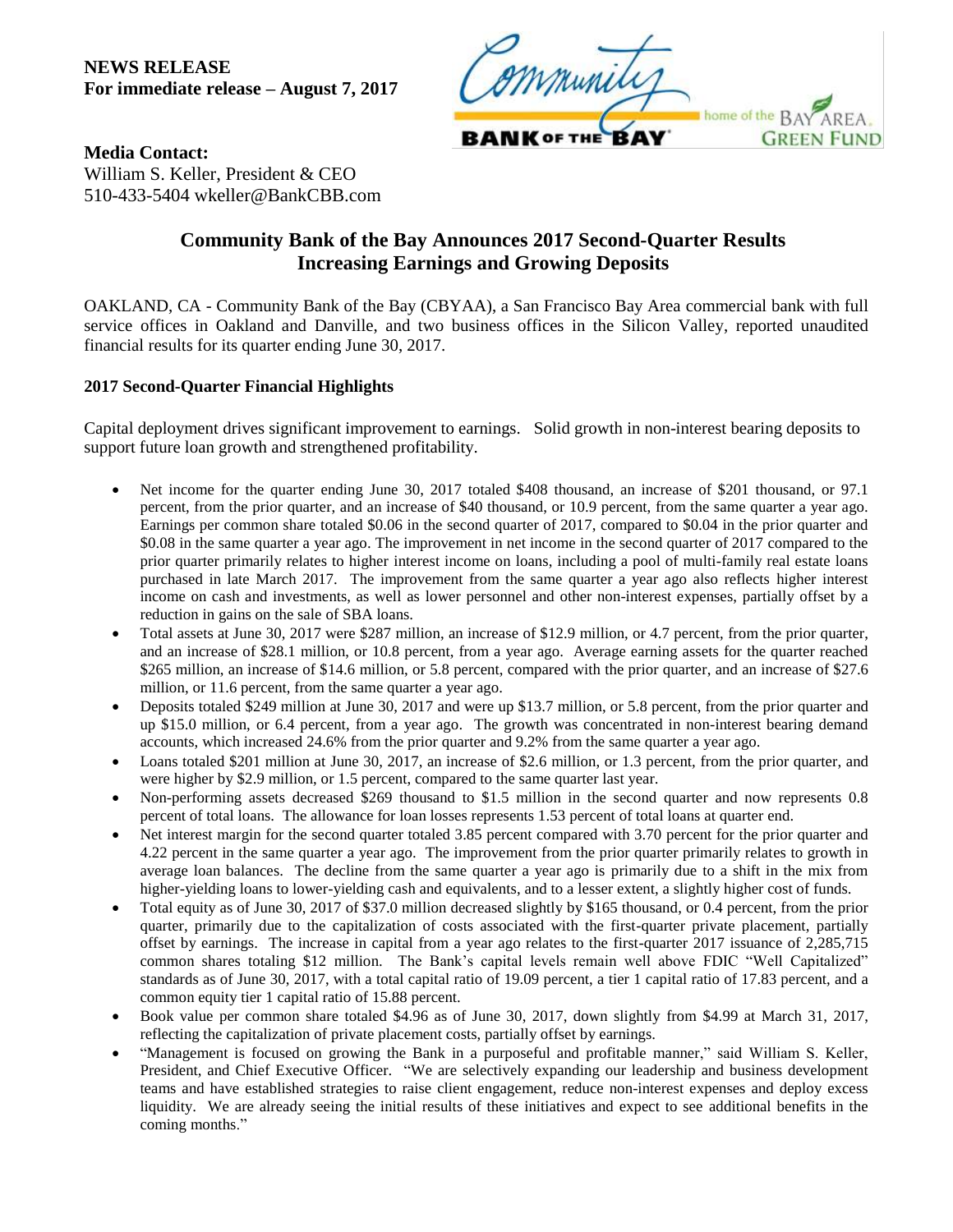**NEWS RELEASE**
**For immediate release – August 7, 2017**

**Media Contact:**
William S. Keller, President & CEO
510-433-5404 wkeller@BankCBB.com

## Community Bank of the Bay Announces 2017 Second-Quarter Results Increasing Earnings and Growing Deposits

OAKLAND, CA - Community Bank of the Bay (CBYAA), a San Francisco Bay Area commercial bank with full service offices in Oakland and Danville, and two business offices in the Silicon Valley, reported unaudited financial results for its quarter ending June 30, 2017.

### 2017 Second-Quarter Financial Highlights

Capital deployment drives significant improvement to earnings. Solid growth in non-interest bearing deposits to support future loan growth and strengthened profitability.

- Net income for the quarter ending June 30, 2017 totaled $408 thousand, an increase of $201 thousand, or 97.1 percent, from the prior quarter, and an increase of $40 thousand, or 10.9 percent, from the same quarter a year ago. Earnings per common share totaled $0.06 in the second quarter of 2017, compared to $0.04 in the prior quarter and $0.08 in the same quarter a year ago. The improvement in net income in the second quarter of 2017 compared to the prior quarter primarily relates to higher interest income on loans, including a pool of multi-family real estate loans purchased in late March 2017. The improvement from the same quarter a year ago also reflects higher interest income on cash and investments, as well as lower personnel and other non-interest expenses, partially offset by a reduction in gains on the sale of SBA loans.
- Total assets at June 30, 2017 were $287 million, an increase of $12.9 million, or 4.7 percent, from the prior quarter, and an increase of $28.1 million, or 10.8 percent, from a year ago. Average earning assets for the quarter reached $265 million, an increase of $14.6 million, or 5.8 percent, compared with the prior quarter, and an increase of $27.6 million, or 11.6 percent, from the same quarter a year ago.
- Deposits totaled $249 million at June 30, 2017 and were up $13.7 million, or 5.8 percent, from the prior quarter and up $15.0 million, or 6.4 percent, from a year ago. The growth was concentrated in non-interest bearing demand accounts, which increased 24.6% from the prior quarter and 9.2% from the same quarter a year ago.
- Loans totaled $201 million at June 30, 2017, an increase of $2.6 million, or 1.3 percent, from the prior quarter, and were higher by $2.9 million, or 1.5 percent, compared to the same quarter last year.
- Non-performing assets decreased $269 thousand to $1.5 million in the second quarter and now represents 0.8 percent of total loans. The allowance for loan losses represents 1.53 percent of total loans at quarter end.
- Net interest margin for the second quarter totaled 3.85 percent compared with 3.70 percent for the prior quarter and 4.22 percent in the same quarter a year ago. The improvement from the prior quarter primarily relates to growth in average loan balances. The decline from the same quarter a year ago is primarily due to a shift in the mix from higher-yielding loans to lower-yielding cash and equivalents, and to a lesser extent, a slightly higher cost of funds.
- Total equity as of June 30, 2017 of $37.0 million decreased slightly by $165 thousand, or 0.4 percent, from the prior quarter, primarily due to the capitalization of costs associated with the first-quarter private placement, partially offset by earnings. The increase in capital from a year ago relates to the first-quarter 2017 issuance of 2,285,715 common shares totaling $12 million. The Bank's capital levels remain well above FDIC "Well Capitalized" standards as of June 30, 2017, with a total capital ratio of 19.09 percent, a tier 1 capital ratio of 17.83 percent, and a common equity tier 1 capital ratio of 15.88 percent.
- Book value per common share totaled $4.96 as of June 30, 2017, down slightly from $4.99 at March 31, 2017, reflecting the capitalization of private placement costs, partially offset by earnings.
- "Management is focused on growing the Bank in a purposeful and profitable manner," said William S. Keller, President, and Chief Executive Officer. "We are selectively expanding our leadership and business development teams and have established strategies to raise client engagement, reduce non-interest expenses and deploy excess liquidity. We are already seeing the initial results of these initiatives and expect to see additional benefits in the coming months."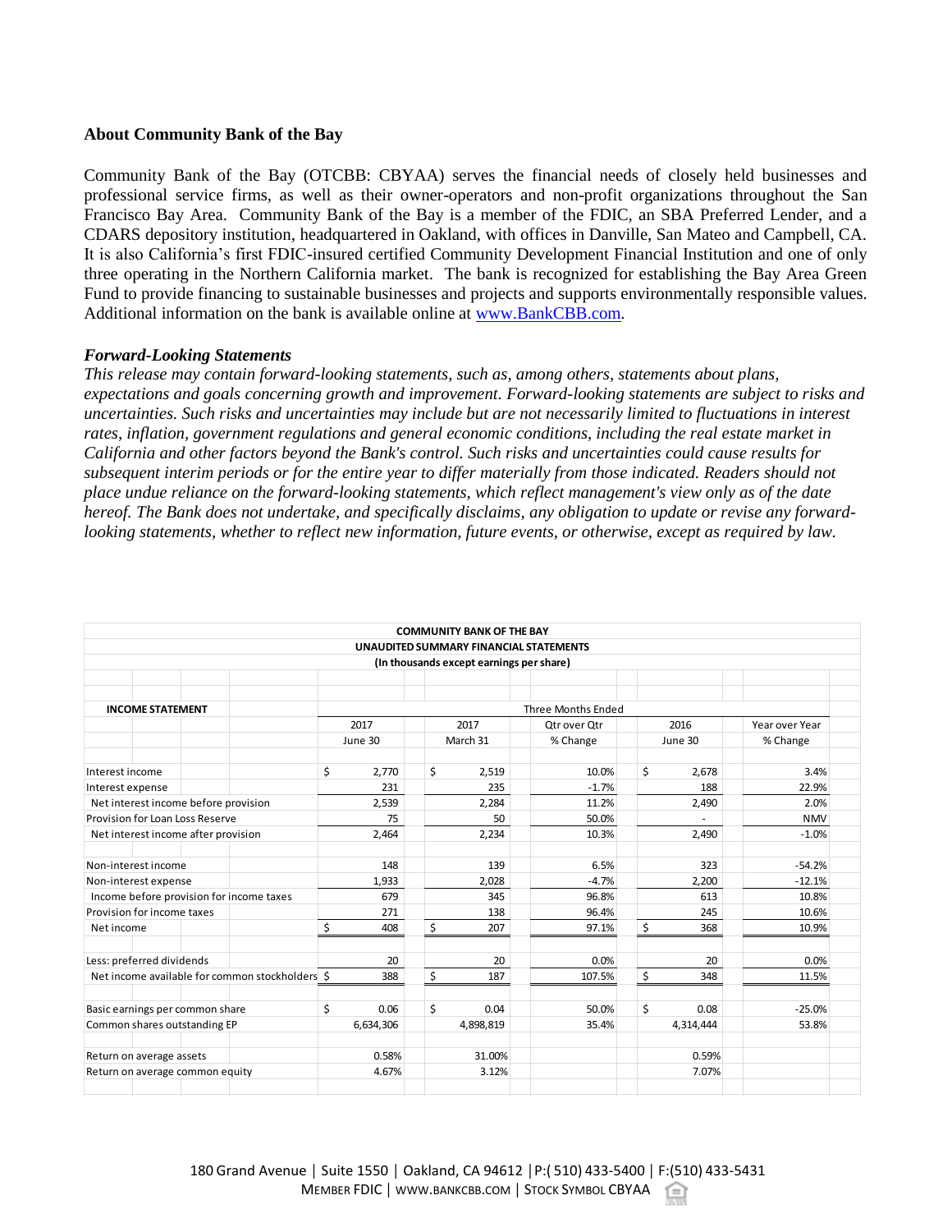**About Community Bank of the Bay**

Community Bank of the Bay (OTCBB: CBYAA) serves the financial needs of closely held businesses and professional service firms, as well as their owner-operators and non-profit organizations throughout the San Francisco Bay Area. Community Bank of the Bay is a member of the FDIC, an SBA Preferred Lender, and a CDARS depository institution, headquartered in Oakland, with offices in Danville, San Mateo and Campbell, CA. It is also California's first FDIC-insured certified Community Development Financial Institution and one of only three operating in the Northern California market. The bank is recognized for establishing the Bay Area Green Fund to provide financing to sustainable businesses and projects and supports environmentally responsible values. Additional information on the bank is available online at [www.BankCBB.com](http://www.BankCBB.com).

***Forward-Looking Statements***

*This release may contain forward-looking statements, such as, among others, statements about plans, expectations and goals concerning growth and improvement. Forward-looking statements are subject to risks and uncertainties. Such risks and uncertainties may include but are not necessarily limited to fluctuations in interest rates, inflation, government regulations and general economic conditions, including the real estate market in California and other factors beyond the Bank's control. Such risks and uncertainties could cause results for subsequent interim periods or for the entire year to differ materially from those indicated. Readers should not place undue reliance on the forward-looking statements, which reflect management's view only as of the date hereof. The Bank does not undertake, and specifically disclaims, any obligation to update or revise any forward-looking statements, whether to reflect new information, future events, or otherwise, except as required by law.*

**COMMUNITY BANK OF THE BAY**
**UNAUDITED SUMMARY FINANCIAL STATEMENTS**
**(In thousands except earnings per share)**

| **INCOME STATEMENT** | Three Months Ended | | | | |
|---|---|---|---|---|---|
| | 2017 June 30 | 2017 March 31 | Qtr over Qtr % Change | 2016 June 30 | Year over Year % Change |
| Interest income | $ 2,770 | $ 2,519 | 10.0% | $ 2,678 | 3.4% |
| Interest expense | 231 | 235 | -1.7% | 188 | 22.9% |
| Net interest income before provision | 2,539 | 2,284 | 11.2% | 2,490 | 2.0% |
| Provision for Loan Loss Reserve | 75 | 50 | 50.0% | - | NMV |
| Net interest income after provision | 2,464 | 2,234 | 10.3% | 2,490 | -1.0% |
| Non-interest income | 148 | 139 | 6.5% | 323 | -54.2% |
| Non-interest expense | 1,933 | 2,028 | -4.7% | 2,200 | -12.1% |
| Income before provision for income taxes | 679 | 345 | 96.8% | 613 | 10.8% |
| Provision for income taxes | 271 | 138 | 96.4% | 245 | 10.6% |
| Net income | $ 408 | $ 207 | 97.1% | $ 368 | 10.9% |
| Less: preferred dividends | 20 | 20 | 0.0% | 20 | 0.0% |
| Net income available for common stockholders | $ 388 | $ 187 | 107.5% | $ 348 | 11.5% |
| Basic earnings per common share | $ 0.06 | $ 0.04 | 50.0% | $ 0.08 | -25.0% |
| Common shares outstanding EP | 6,634,306 | 4,898,819 | 35.4% | 4,314,444 | 53.8% |
| Return on average assets | 0.58% | 31.00% | | 0.59% | |
| Return on average common equity | 4.67% | 3.12% | | 7.07% | |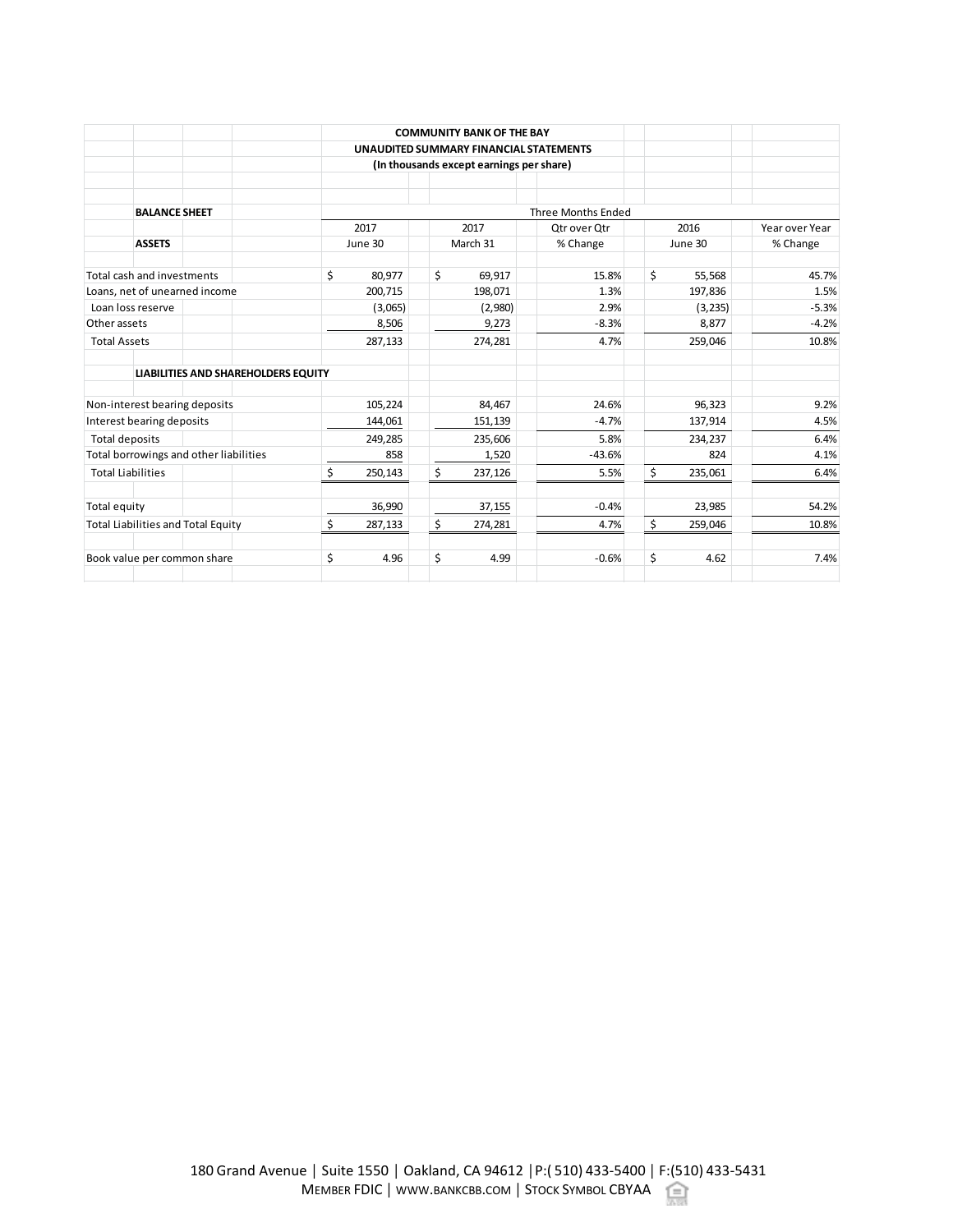**COMMUNITY BANK OF THE BAY**

**UNAUDITED SUMMARY FINANCIAL STATEMENTS**

**(In thousands except earnings per share)**

| **BALANCE SHEET** | Three Months Ended | | | | |
|---|---|---|---|---|---|
| | 2017 | 2017 | Qtr over Qtr | 2016 | Year over Year |
| **ASSETS** | June 30 | March 31 | % Change | June 30 | % Change |
| Total cash and investments | $ 80,977 | $ 69,917 | 15.8% | $ 55,568 | 45.7% |
| Loans, net of unearned income | 200,715 | 198,071 | 1.3% | 197,836 | 1.5% |
| Loan loss reserve | (3,065) | (2,980) | 2.9% | (3,235) | -5.3% |
| Other assets | 8,506 | 9,273 | -8.3% | 8,877 | -4.2% |
| Total Assets | 287,133 | 274,281 | 4.7% | 259,046 | 10.8% |
| **LIABILITIES AND SHAREHOLDERS EQUITY** | | | | | |
| Non-interest bearing deposits | 105,224 | 84,467 | 24.6% | 96,323 | 9.2% |
| Interest bearing deposits | 144,061 | 151,139 | -4.7% | 137,914 | 4.5% |
| Total deposits | 249,285 | 235,606 | 5.8% | 234,237 | 6.4% |
| Total borrowings and other liabilities | 858 | 1,520 | -43.6% | 824 | 4.1% |
| Total Liabilities | $ 250,143 | $ 237,126 | 5.5% | $ 235,061 | 6.4% |
| Total equity | 36,990 | 37,155 | -0.4% | 23,985 | 54.2% |
| Total Liabilities and Total Equity | $ 287,133 | $ 274,281 | 4.7% | $ 259,046 | 10.8% |
| Book value per common share | $ 4.96 | $ 4.99 | -0.6% | $ 4.62 | 7.4% |

180 Grand Avenue | Suite 1550 | Oakland, CA 94612 | P:( 510) 433-5400 | F:(510) 433-5431
MEMBER FDIC | WWW.BANKCBB.COM | STOCK SYMBOL CBYAA